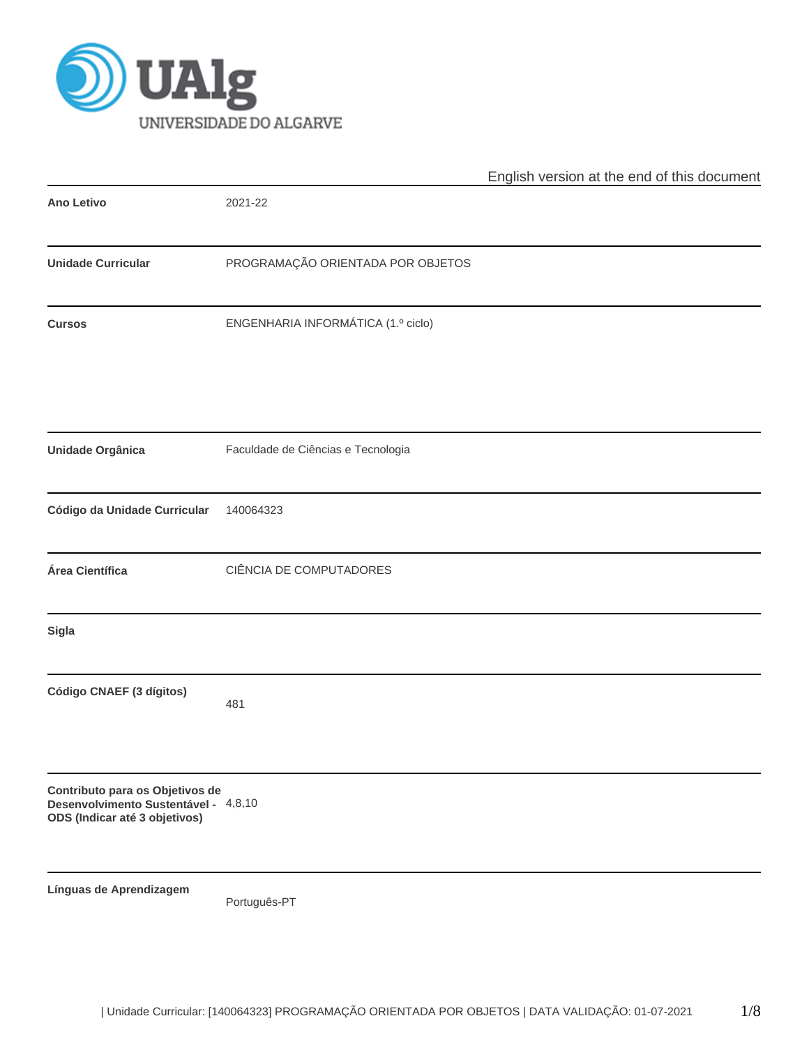English version at the end of this document

| | |
|---|---|
| **Ano Letivo** | 2021-22 |
| **Unidade Curricular** | PROGRAMAÇÃO ORIENTADA POR OBJETOS |
| **Cursos** | ENGENHARIA INFORMÁTICA (1.º ciclo) |
| **Unidade Orgânica** | Faculdade de Ciências e Tecnologia |
| **Código da Unidade Curricular** | 140064323 |
| **Área Científica** | CIÊNCIA DE COMPUTADORES |
| **Sigla** | |
| **Código CNAEF (3 dígitos)** | 481 |
| **Contributo para os Objetivos de Desenvolvimento Sustentável - ODS (Indicar até 3 objetivos)** | 4,8,10 |
| **Línguas de Aprendizagem** | Português-PT |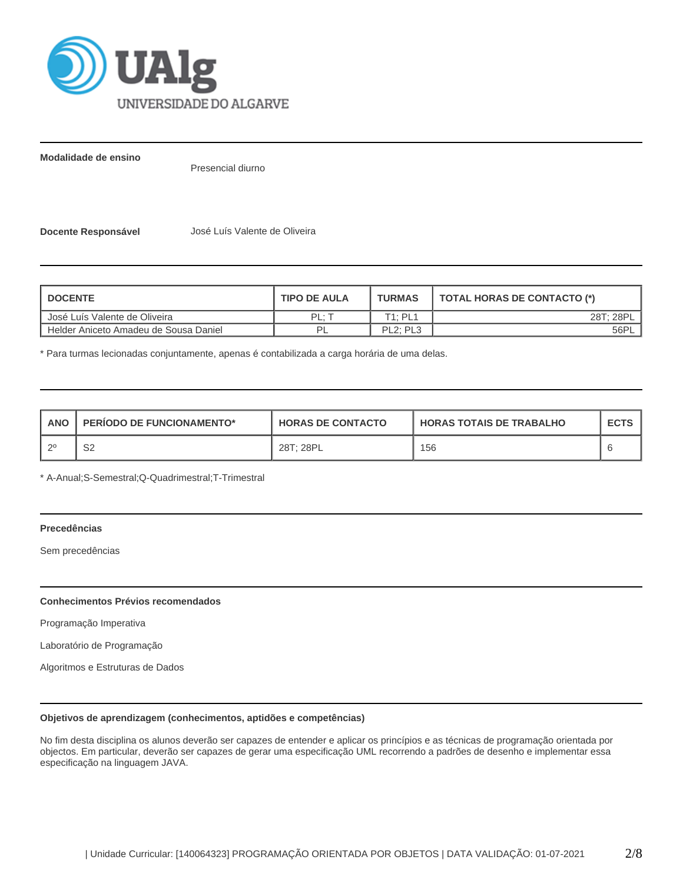**Modalidade de ensino**

Presencial diurno

**Docente Responsável** José Luís Valente de Oliveira

| DOCENTE | TIPO DE AULA | TURMAS | TOTAL HORAS DE CONTACTO (*) |
|---|---|---|---|
| José Luís Valente de Oliveira | PL; T | T1; PL1 | 28T; 28PL |
| Helder Aniceto Amadeu de Sousa Daniel | PL | PL2; PL3 | 56PL |

* Para turmas lecionadas conjuntamente, apenas é contabilizada a carga horária de uma delas.

| ANO | PERÍODO DE FUNCIONAMENTO* | HORAS DE CONTACTO | HORAS TOTAIS DE TRABALHO | ECTS |
|---|---|---|---|---|
| 2º | S2 | 28T; 28PL | 156 | 6 |

* A-Anual;S-Semestral;Q-Quadrimestral;T-Trimestral

**Precedências**

Sem precedências

**Conhecimentos Prévios recomendados**

Programação Imperativa

Laboratório de Programação

Algoritmos e Estruturas de Dados

**Objetivos de aprendizagem (conhecimentos, aptidões e competências)**

No fim desta disciplina os alunos deverão ser capazes de entender e aplicar os princípios e as técnicas de programação orientada por objectos. Em particular, deverão ser capazes de gerar uma especificação UML recorrendo a padrões de desenho e implementar essa especificação na linguagem JAVA.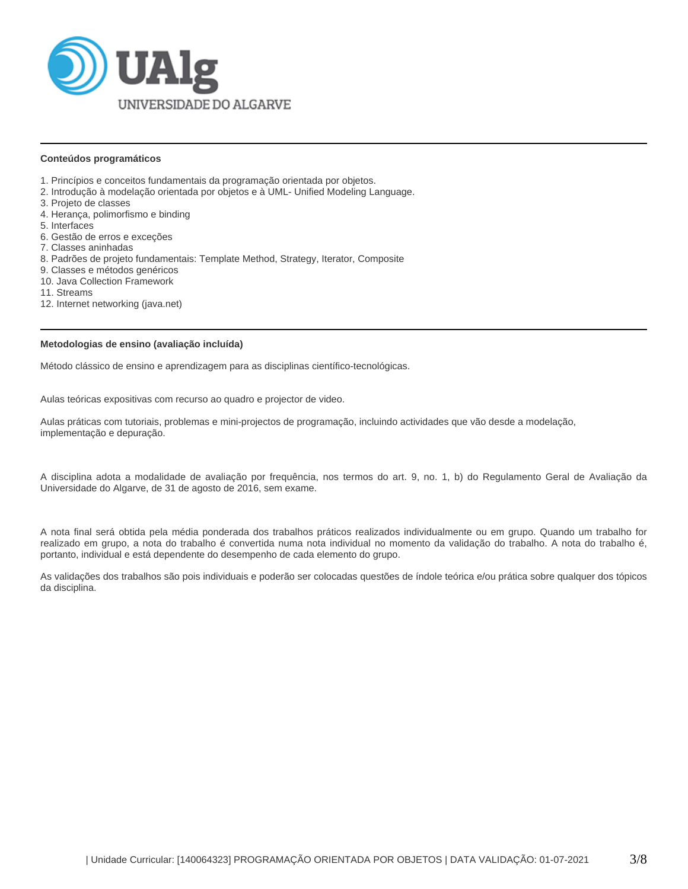### Conteúdos programáticos

1. Princípios e conceitos fundamentais da programação orientada por objetos.
2. Introdução à modelação orientada por objetos e à UML- Unified Modeling Language.
3. Projeto de classes
4. Herança, polimorfismo e binding
5. Interfaces
6. Gestão de erros e exceções
7. Classes aninhadas
8. Padrões de projeto fundamentais: Template Method, Strategy, Iterator, Composite
9. Classes e métodos genéricos
10. Java Collection Framework
11. Streams
12. Internet networking (java.net)

### Metodologias de ensino (avaliação incluída)

Método clássico de ensino e aprendizagem para as disciplinas científico-tecnológicas.

Aulas teóricas expositivas com recurso ao quadro e projector de video.

Aulas práticas com tutoriais, problemas e mini-projectos de programação, incluindo actividades que vão desde a modelação, implementação e depuração.

A disciplina adota a modalidade de avaliação por frequência, nos termos do art. 9, no. 1, b) do Regulamento Geral de Avaliação da Universidade do Algarve, de 31 de agosto de 2016, sem exame.

A nota final será obtida pela média ponderada dos trabalhos práticos realizados individualmente ou em grupo. Quando um trabalho for realizado em grupo, a nota do trabalho é convertida numa nota individual no momento da validação do trabalho. A nota do trabalho é, portanto, individual e está dependente do desempenho de cada elemento do grupo.

As validações dos trabalhos são pois individuais e poderão ser colocadas questões de índole teórica e/ou prática sobre qualquer dos tópicos da disciplina.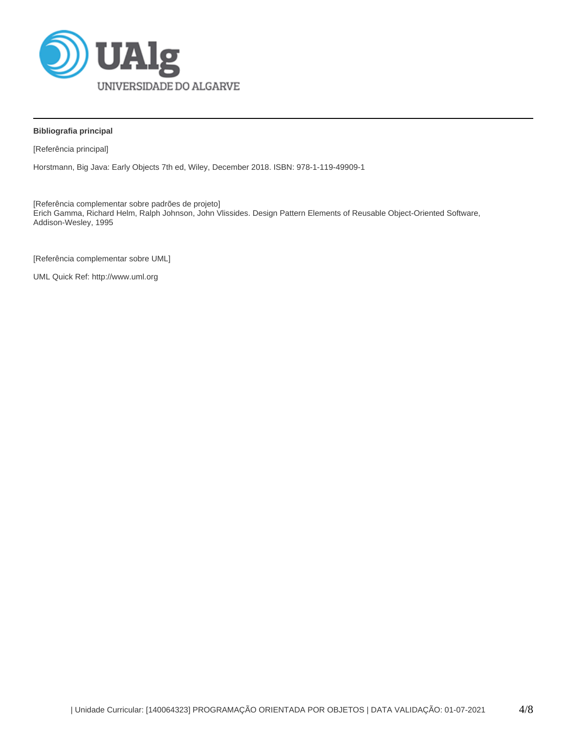**Bibliografia principal**

[Referência principal]

Horstmann, Big Java: Early Objects 7th ed, Wiley, December 2018. ISBN: 978-1-119-49909-1

[Referência complementar sobre padrões de projeto]
Erich Gamma, Richard Helm, Ralph Johnson, John Vlissides. Design Pattern Elements of Reusable Object-Oriented Software, Addison-Wesley, 1995

[Referência complementar sobre UML]

UML Quick Ref: http://www.uml.org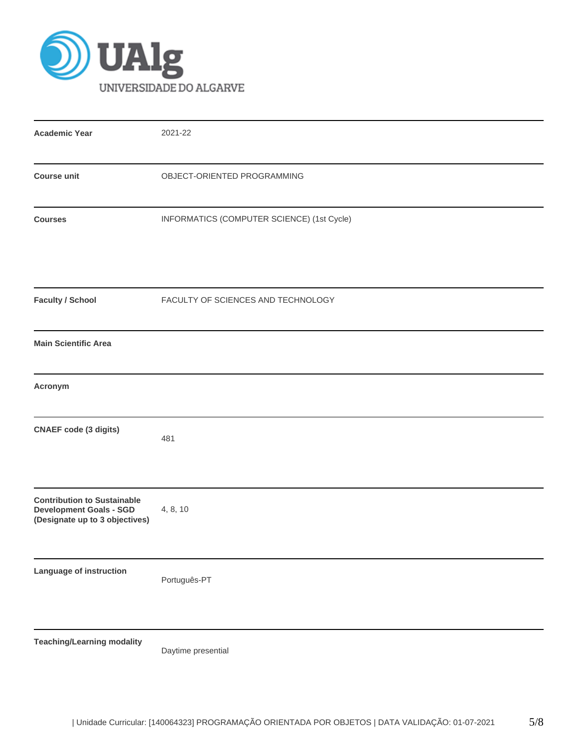| | |
|---|---|
| **Academic Year** | 2021-22 |
| **Course unit** | OBJECT-ORIENTED PROGRAMMING |
| **Courses** | INFORMATICS (COMPUTER SCIENCE) (1st Cycle) |
| **Faculty / School** | FACULTY OF SCIENCES AND TECHNOLOGY |
| **Main Scientific Area** | |
| **Acronym** | |
| **CNAEF code (3 digits)** | 481 |
| **Contribution to Sustainable Development Goals - SGD (Designate up to 3 objectives)** | 4, 8, 10 |
| **Language of instruction** | Português-PT |
| **Teaching/Learning modality** | Daytime presential |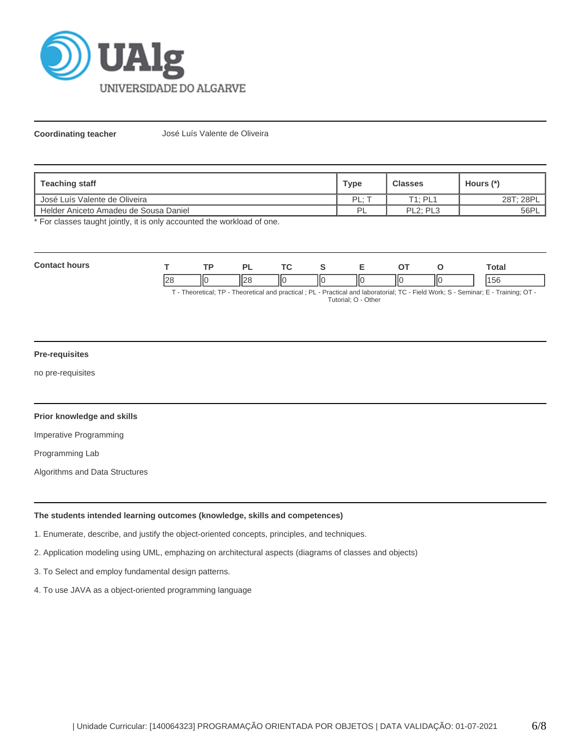**Coordinating teacher** José Luís Valente de Oliveira

| Teaching staff | Type | Classes | Hours (*) |
|---|---|---|---|
| José Luís Valente de Oliveira | PL; T | T1; PL1 | 28T; 28PL |
| Helder Aniceto Amadeu de Sousa Daniel | PL | PL2; PL3 | 56PL |

* For classes taught jointly, it is only accounted the workload of one.

**Contact hours**

| T | TP | PL | TC | S | E | OT | O | Total |
|---|---|---|---|---|---|---|---|---|
| 28 | 0 | 28 | 0 | 0 | 0 | 0 | 0 | 156 |

T - Theoretical; TP - Theoretical and practical ; PL - Practical and laboratorial; TC - Field Work; S - Seminar; E - Training; OT - Tutorial; O - Other

**Pre-requisites**

no pre-requisites

**Prior knowledge and skills**

Imperative Programming

Programming Lab

Algorithms and Data Structures

**The students intended learning outcomes (knowledge, skills and competences)**

1. Enumerate, describe, and justify the object-oriented concepts, principles, and techniques.

2. Application modeling using UML, emphazing on architectural aspects (diagrams of classes and objects)

3. To Select and employ fundamental design patterns.

4. To use JAVA as a object-oriented programming language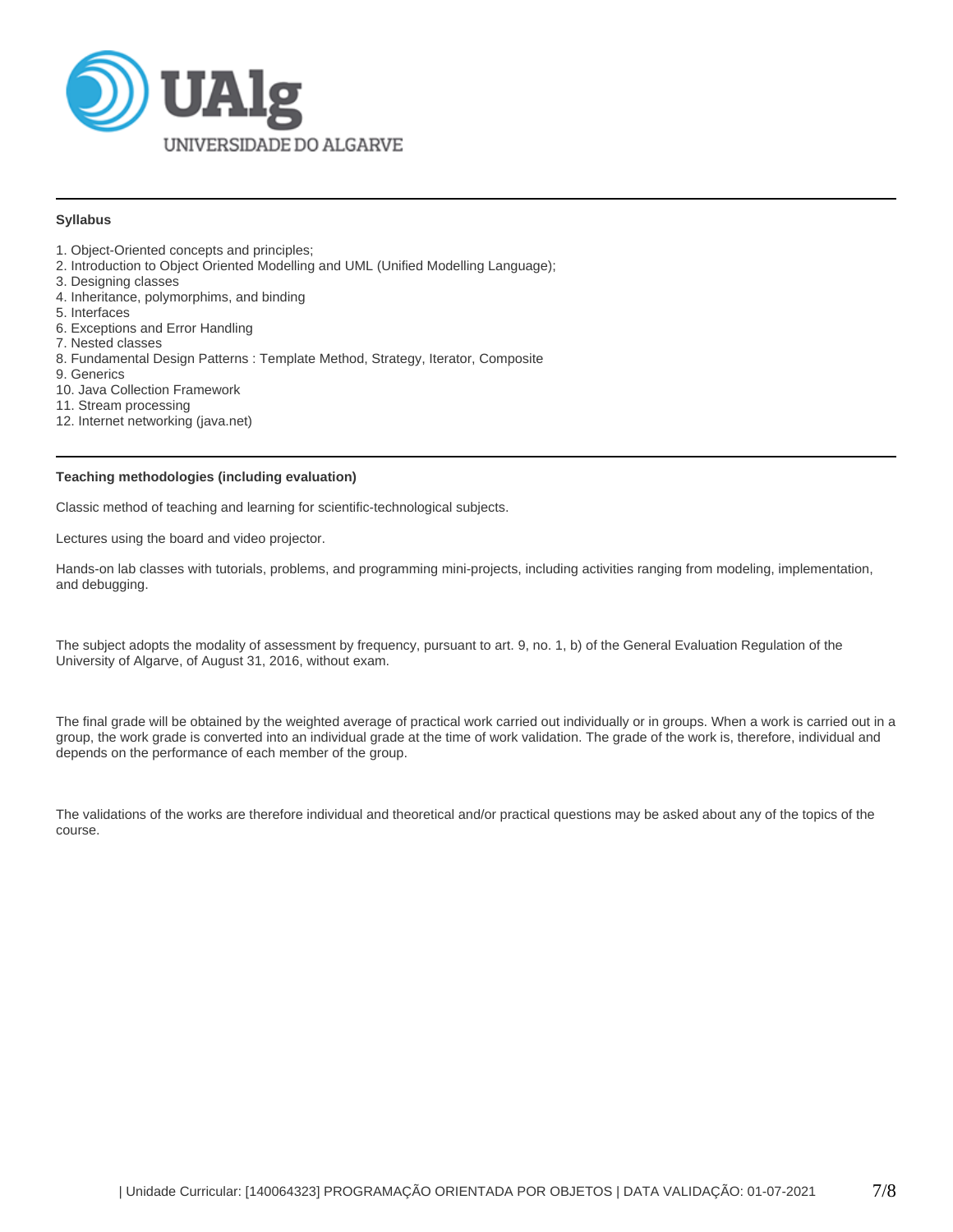### Syllabus

1. Object-Oriented concepts and principles;
2. Introduction to Object Oriented Modelling and UML (Unified Modelling Language);
3. Designing classes
4. Inheritance, polymorphims, and binding
5. Interfaces
6. Exceptions and Error Handling
7. Nested classes
8. Fundamental Design Patterns : Template Method, Strategy, Iterator, Composite
9. Generics
10. Java Collection Framework
11. Stream processing
12. Internet networking (java.net)

### Teaching methodologies (including evaluation)

Classic method of teaching and learning for scientific-technological subjects.

Lectures using the board and video projector.

Hands-on lab classes with tutorials, problems, and programming mini-projects, including activities ranging from modeling, implementation, and debugging.

The subject adopts the modality of assessment by frequency, pursuant to art. 9, no. 1, b) of the General Evaluation Regulation of the University of Algarve, of August 31, 2016, without exam.

The final grade will be obtained by the weighted average of practical work carried out individually or in groups. When a work is carried out in a group, the work grade is converted into an individual grade at the time of work validation. The grade of the work is, therefore, individual and depends on the performance of each member of the group.

The validations of the works are therefore individual and theoretical and/or practical questions may be asked about any of the topics of the course.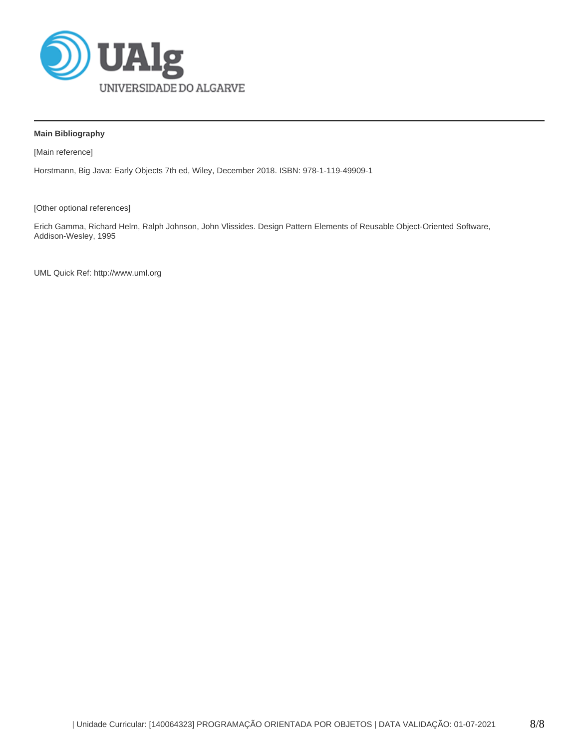**Main Bibliography**

[Main reference]

Horstmann, Big Java: Early Objects 7th ed, Wiley, December 2018. ISBN: 978-1-119-49909-1

[Other optional references]

Erich Gamma, Richard Helm, Ralph Johnson, John Vlissides. Design Pattern Elements of Reusable Object-Oriented Software, Addison-Wesley, 1995

UML Quick Ref: http://www.uml.org